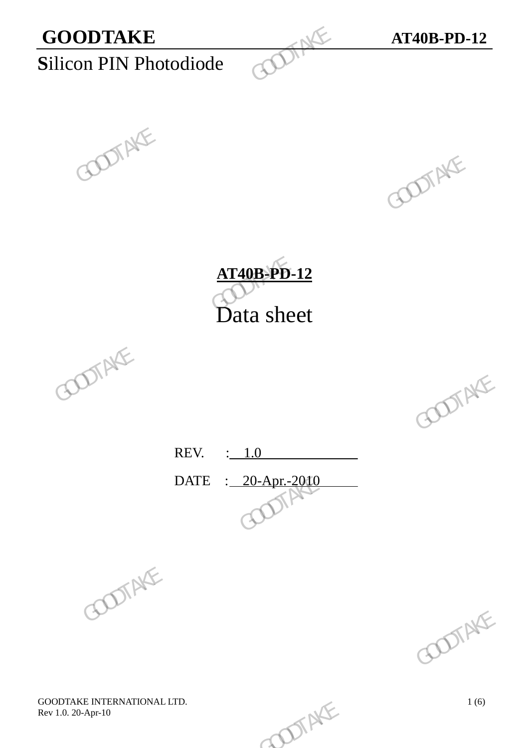**GOODTAKE** **AT40B-PD-12**

# Silicon PIN Photodiode

## AT40B-PD-12

# Data sheet

REV. : 1.0

DATE : 20-Apr.-2010

GOODTAKE INTERNATIONAL LTD.
Rev 1.0. 20-Apr-10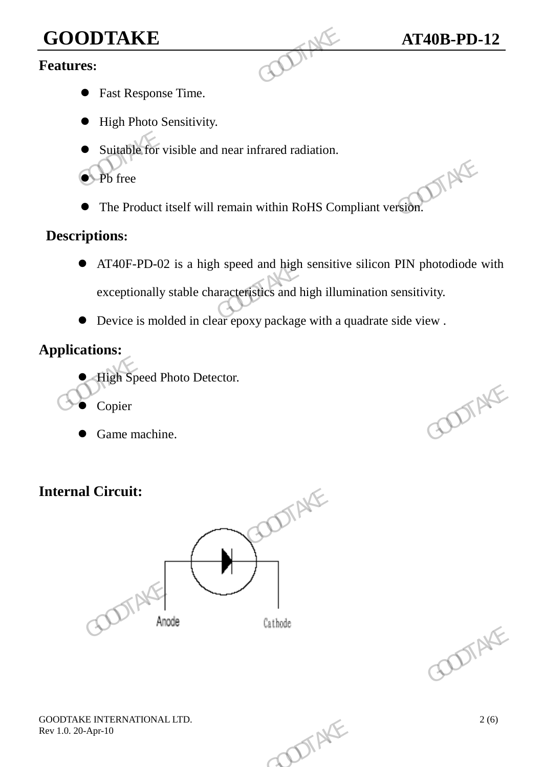## Features:

- Fast Response Time.
- High Photo Sensitivity.
- Suitable for visible and near infrared radiation.
- Pb free
- The Product itself will remain within RoHS Compliant version.

## Descriptions:

- AT40F-PD-02 is a high speed and high sensitive silicon PIN photodiode with exceptionally stable characteristics and high illumination sensitivity.
- Device is molded in clear epoxy package with a quadrate side view .

## Applications:

- High Speed Photo Detector.
- Copier
- Game machine.

## Internal Circuit:

Anode Cathode

GOODTAKE INTERNATIONAL LTD.
Rev 1.0. 20-Apr-10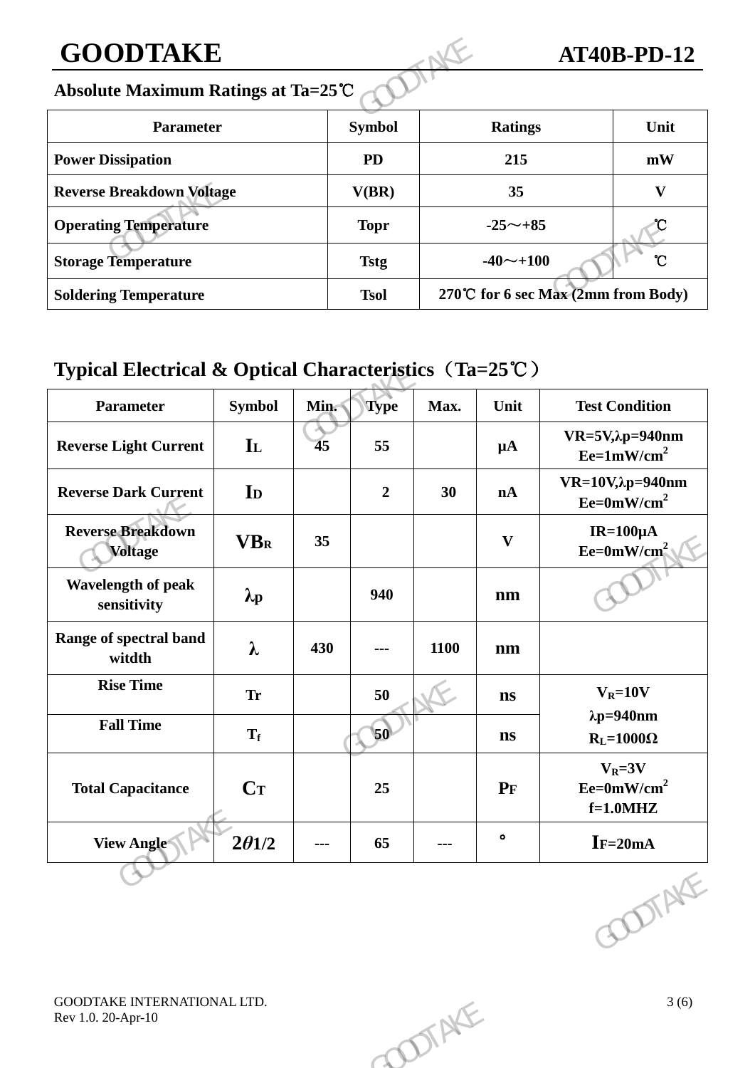## Absolute Maximum Ratings at Ta=25℃

| Parameter | Symbol | Ratings | Unit |
|---|---|---|---|
| Power Dissipation | PD | 215 | mW |
| Reverse Breakdown Voltage | V(BR) | 35 | V |
| Operating Temperature | Topr | -25～+85 | ℃ |
| Storage Temperature | Tstg | -40～+100 | ℃ |
| Soldering Temperature | Tsol | 270℃ for 6 sec Max (2mm from Body) | |

## Typical Electrical & Optical Characteristics（Ta=25℃）

| Parameter | Symbol | Min. | Type | Max. | Unit | Test Condition |
|---|---|---|---|---|---|---|
| Reverse Light Current | $I_L$ | 45 | 55 | | μA | VR=5V,λp=940nm Ee=1mW/$cm^2$ |
| Reverse Dark Current | $I_D$ | | 2 | 30 | nA | VR=10V,λp=940nm Ee=0mW/$cm^2$ |
| Reverse Breakdown Voltage | $V_{BR}$ | 35 | | | V | IR=100μA Ee=0mW/$cm^2$ |
| Wavelength of peak sensitivity | λp | | 940 | | nm | |
| Range of spectral band witdth | λ | 430 | --- | 1100 | nm | |
| Rise Time | Tr | | 50 | | ns | $V_R$=10V λp=940nm $R_L$=1000Ω |
| Fall Time | $T_f$ | | 50 | | ns | |
| Total Capacitance | $C_T$ | | 25 | | PF | $V_R$=3V Ee=0mW/$cm^2$ f=1.0MHZ |
| View Angle | $2\theta 1/2$ | --- | 65 | --- | ° | $I_F$=20mA |

GOODTAKE INTERNATIONAL LTD.
Rev 1.0. 20-Apr-10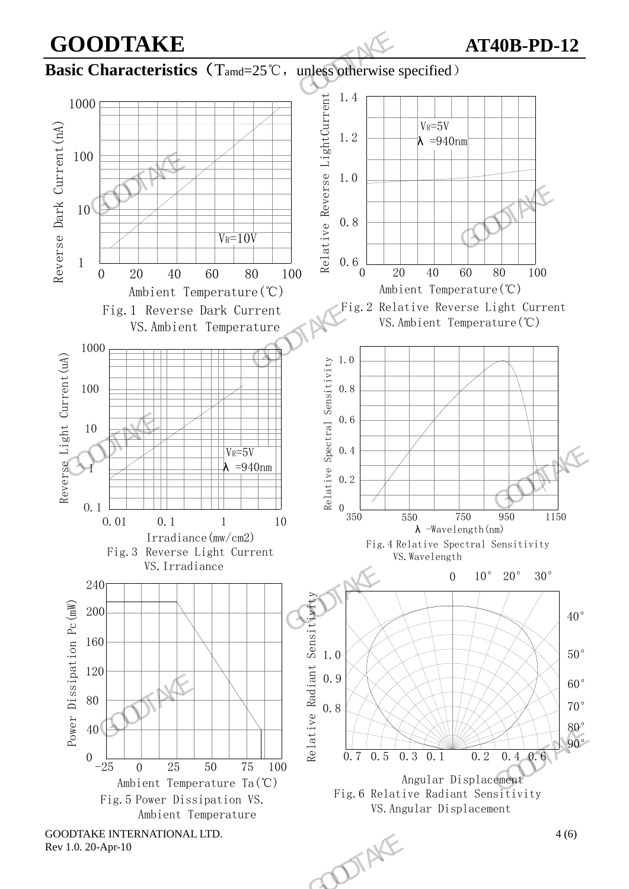## Basic Characteristics（$T_{amd}$=25℃，unless otherwise specified）

Fig.1 Reverse Dark Current VS.Ambient Temperature

Fig.2 Relative Reverse Light Current VS.Ambient Temperature(℃)

Fig.3 Reverse Light Current VS.Irradiance

Fig.4 Relative Spectral Sensitivity VS.Wavelength

Fig.5 Power Dissipation VS. Ambient Temperature

Fig.6 Relative Radiant Sensitivity VS.Angular Displacement

GOODTAKE INTERNATIONAL LTD.
Rev 1.0. 20-Apr-10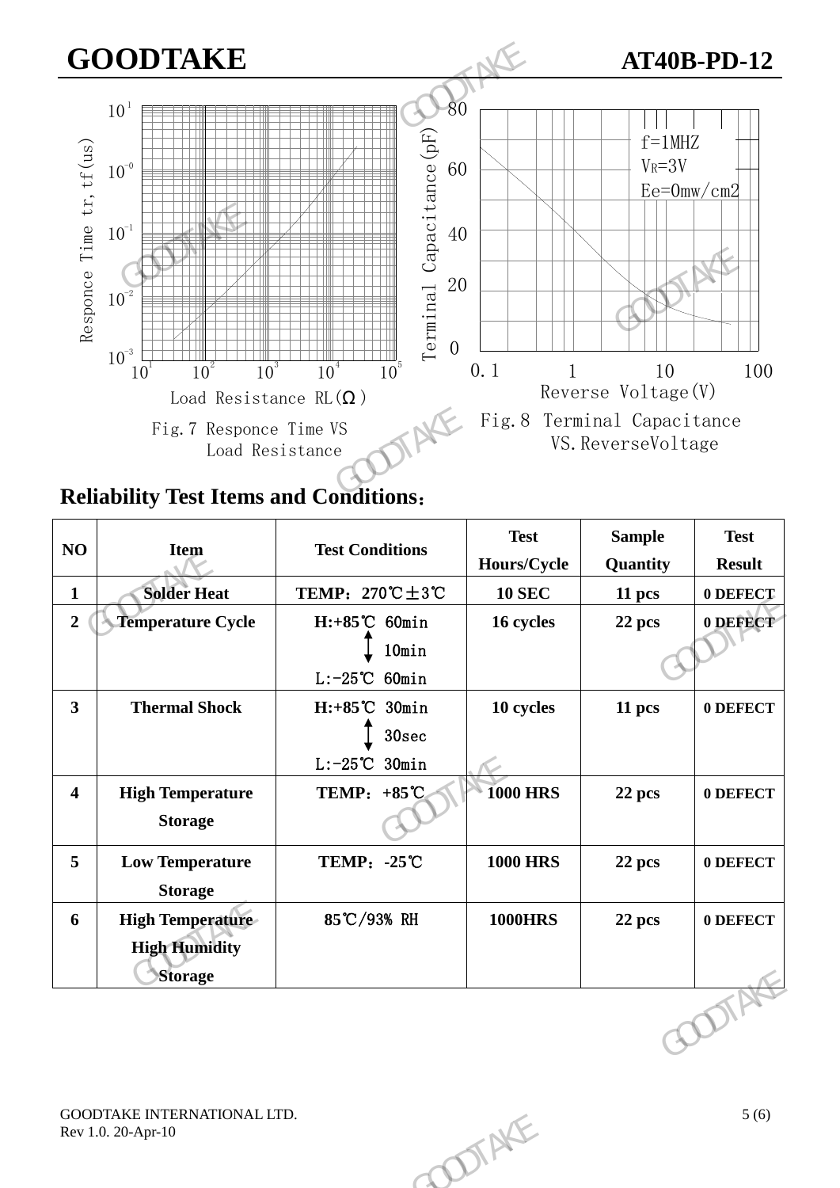Fig.7 Responce Time VS Load Resistance

Fig.8 Terminal Capacitance VS.ReverseVoltage

## Reliability Test Items and Conditions：

| NO | Item | Test Conditions | Test Hours/Cycle | Sample Quantity | Test Result |
|---|---|---|---|---|---|
| 1 | Solder Heat | TEMP：270℃±3℃ | 10 SEC | 11 pcs | 0 DEFECT |
| 2 | Temperature Cycle | H:+85℃ 60min ↕ 10min L:-25℃ 60min | 16 cycles | 22 pcs | 0 DEFECT |
| 3 | Thermal Shock | H:+85℃ 30min ↕ 30sec L:-25℃ 30min | 10 cycles | 11 pcs | 0 DEFECT |
| 4 | High Temperature Storage | TEMP：+85℃ | 1000 HRS | 22 pcs | 0 DEFECT |
| 5 | Low Temperature Storage | TEMP：-25℃ | 1000 HRS | 22 pcs | 0 DEFECT |
| 6 | High Temperature High Humidity Storage | 85℃/93% RH | 1000HRS | 22 pcs | 0 DEFECT |

GOODTAKE INTERNATIONAL LTD.
Rev 1.0. 20-Apr-10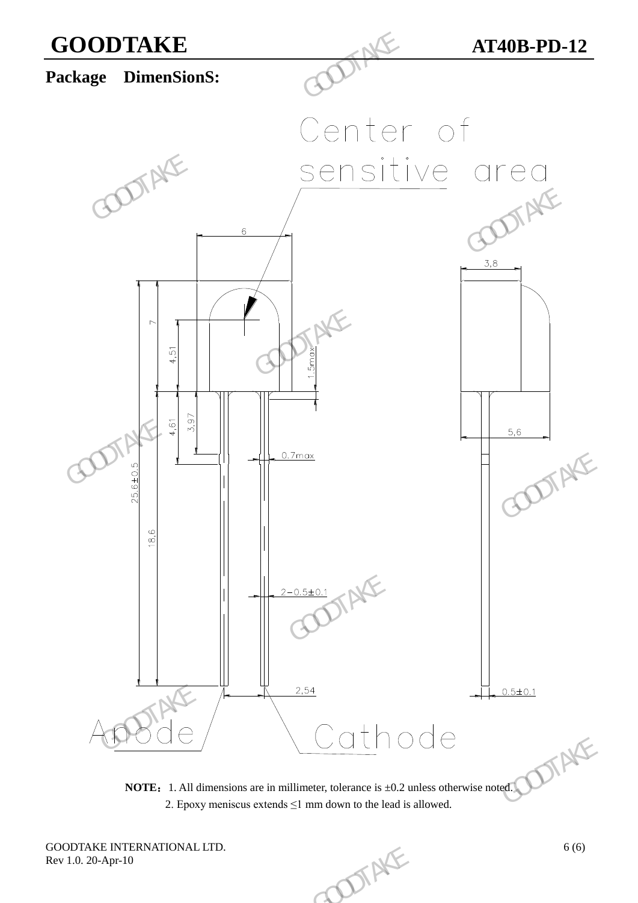## Package DimenSionS:

Center of sensitive area

6

3,8

7

4,51

1.5max

4,61

3,97

0.7max

5,6

25.6±0.5

18,6

2-0.5±0.1

2,54

0.5±0.1

Anode

Cathode

**NOTE**：1. All dimensions are in millimeter, tolerance is ±0.2 unless otherwise noted.

2. Epoxy meniscus extends ≤1 mm down to the lead is allowed.

GOODTAKE INTERNATIONAL LTD.
Rev 1.0. 20-Apr-10